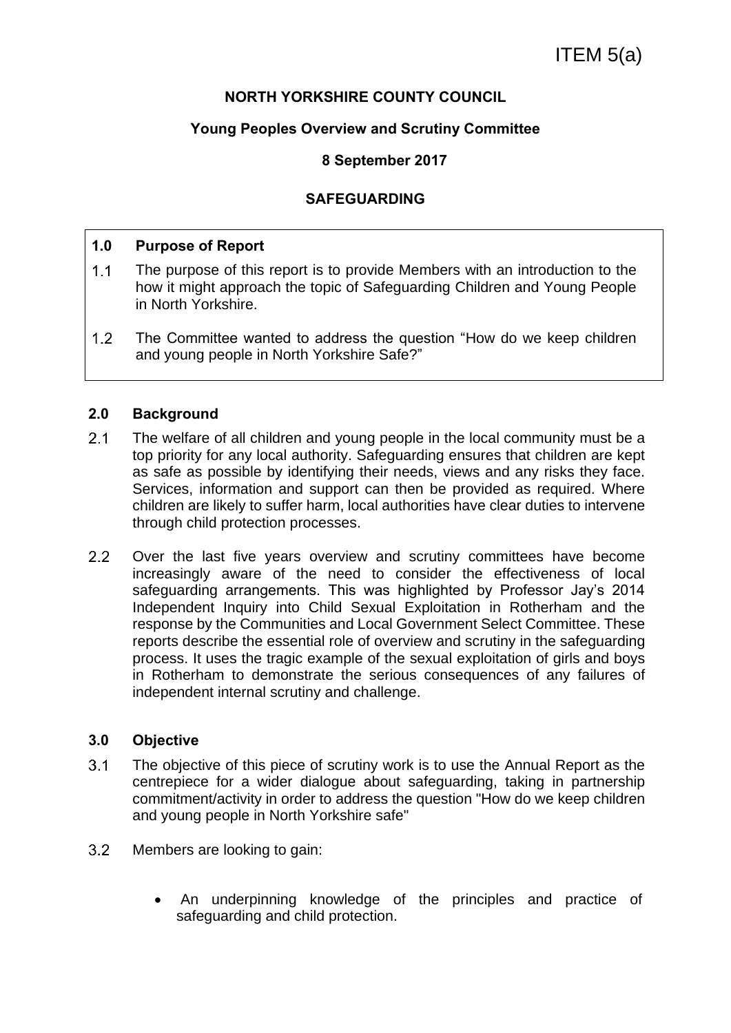ITEM 5(a)

**NORTH YORKSHIRE COUNTY COUNCIL**

**Young Peoples Overview and Scrutiny Committee**

**8 September 2017**

**SAFEGUARDING**

## 1.0 Purpose of Report

1.1 The purpose of this report is to provide Members with an introduction to the how it might approach the topic of Safeguarding Children and Young People in North Yorkshire.

1.2 The Committee wanted to address the question "How do we keep children and young people in North Yorkshire Safe?"

## 2.0 Background

2.1 The welfare of all children and young people in the local community must be a top priority for any local authority. Safeguarding ensures that children are kept as safe as possible by identifying their needs, views and any risks they face. Services, information and support can then be provided as required. Where children are likely to suffer harm, local authorities have clear duties to intervene through child protection processes.

2.2 Over the last five years overview and scrutiny committees have become increasingly aware of the need to consider the effectiveness of local safeguarding arrangements. This was highlighted by Professor Jay's 2014 Independent Inquiry into Child Sexual Exploitation in Rotherham and the response by the Communities and Local Government Select Committee. These reports describe the essential role of overview and scrutiny in the safeguarding process. It uses the tragic example of the sexual exploitation of girls and boys in Rotherham to demonstrate the serious consequences of any failures of independent internal scrutiny and challenge.

## 3.0 Objective

3.1 The objective of this piece of scrutiny work is to use the Annual Report as the centrepiece for a wider dialogue about safeguarding, taking in partnership commitment/activity in order to address the question "How do we keep children and young people in North Yorkshire safe"

3.2 Members are looking to gain:

- An underpinning knowledge of the principles and practice of safeguarding and child protection.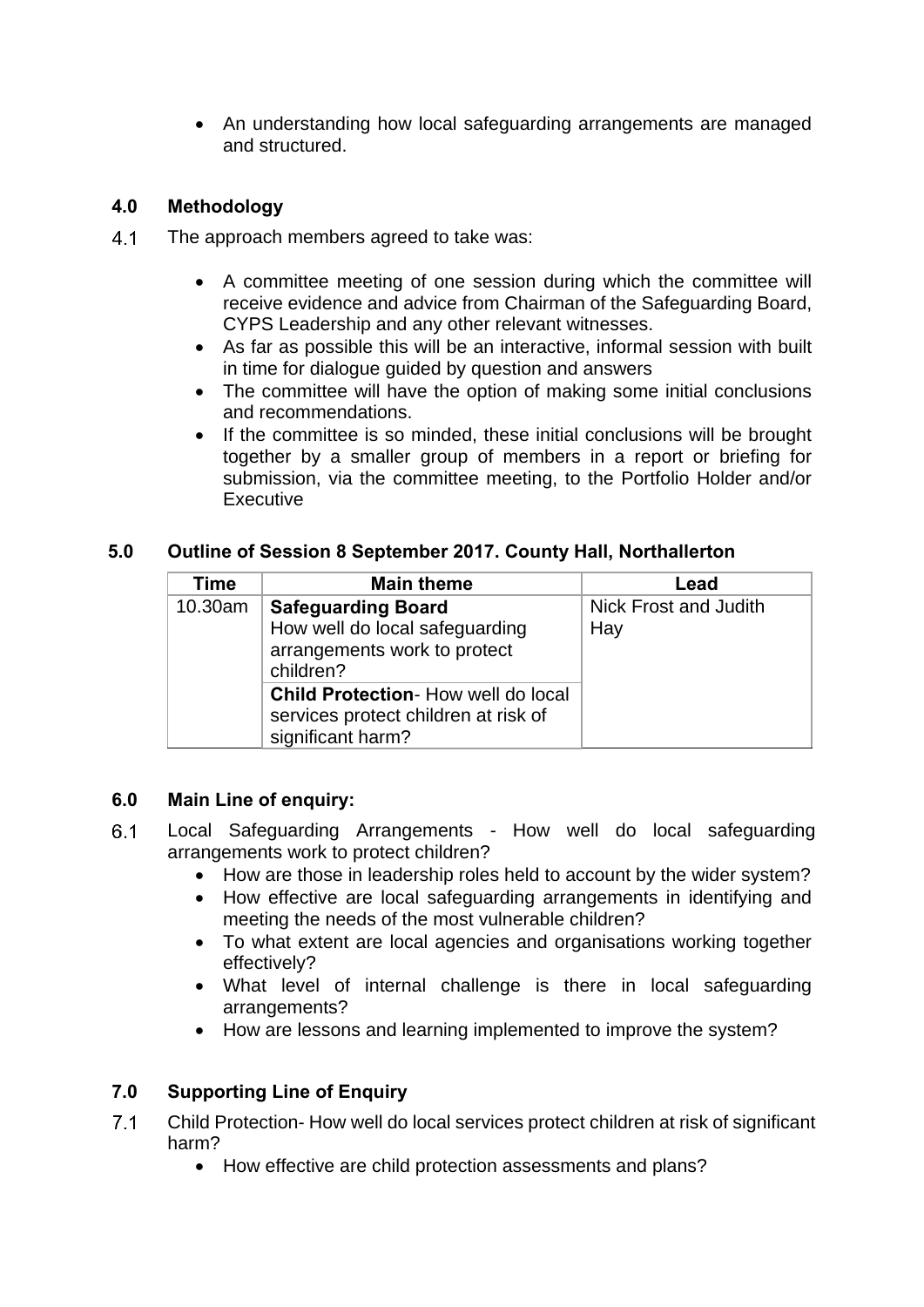- An understanding how local safeguarding arrangements are managed and structured.

## 4.0 Methodology

4.1 The approach members agreed to take was:

- A committee meeting of one session during which the committee will receive evidence and advice from Chairman of the Safeguarding Board, CYPS Leadership and any other relevant witnesses.
- As far as possible this will be an interactive, informal session with built in time for dialogue guided by question and answers
- The committee will have the option of making some initial conclusions and recommendations.
- If the committee is so minded, these initial conclusions will be brought together by a smaller group of members in a report or briefing for submission, via the committee meeting, to the Portfolio Holder and/or Executive

## 5.0 Outline of Session 8 September 2017. County Hall, Northallerton

| Time | Main theme | Lead |
|---|---|---|
| 10.30am | **Safeguarding Board** How well do local safeguarding arrangements work to protect children? | Nick Frost and Judith Hay |
| | **Child Protection**- How well do local services protect children at risk of significant harm? | |

## 6.0 Main Line of enquiry:

6.1 Local Safeguarding Arrangements - How well do local safeguarding arrangements work to protect children?

- How are those in leadership roles held to account by the wider system?
- How effective are local safeguarding arrangements in identifying and meeting the needs of the most vulnerable children?
- To what extent are local agencies and organisations working together effectively?
- What level of internal challenge is there in local safeguarding arrangements?
- How are lessons and learning implemented to improve the system?

## 7.0 Supporting Line of Enquiry

7.1 Child Protection- How well do local services protect children at risk of significant harm?

- How effective are child protection assessments and plans?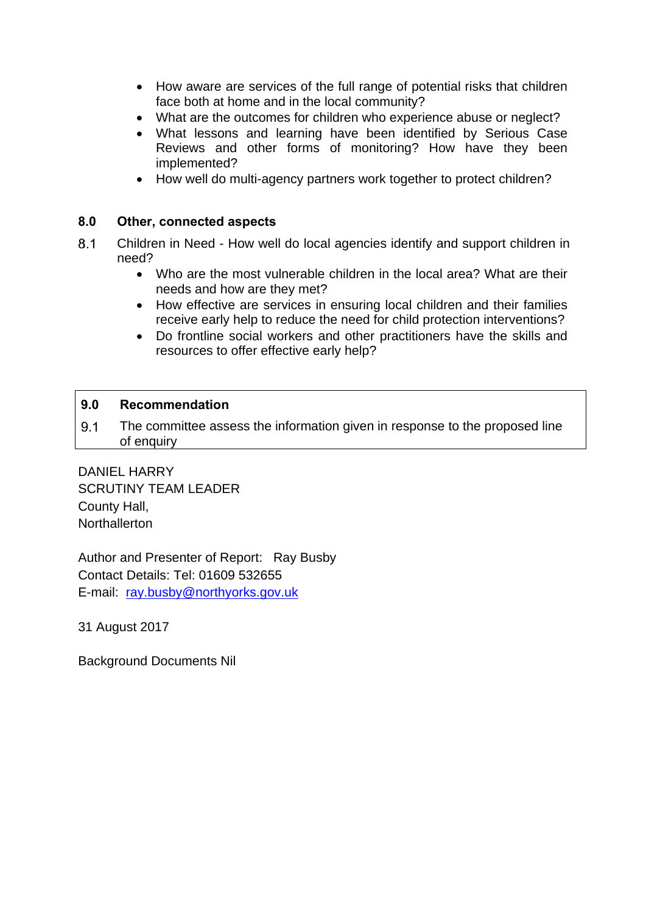- How aware are services of the full range of potential risks that children face both at home and in the local community?
- What are the outcomes for children who experience abuse or neglect?
- What lessons and learning have been identified by Serious Case Reviews and other forms of monitoring? How have they been implemented?
- How well do multi-agency partners work together to protect children?

## 8.0 Other, connected aspects

8.1 Children in Need - How well do local agencies identify and support children in need?

- Who are the most vulnerable children in the local area? What are their needs and how are they met?
- How effective are services in ensuring local children and their families receive early help to reduce the need for child protection interventions?
- Do frontline social workers and other practitioners have the skills and resources to offer effective early help?

## 9.0 Recommendation

9.1 The committee assess the information given in response to the proposed line of enquiry

DANIEL HARRY
SCRUTINY TEAM LEADER
County Hall,
Northallerton

Author and Presenter of Report: Ray Busby
Contact Details: Tel: 01609 532655
E-mail: ray.busby@northyorks.gov.uk

31 August 2017

Background Documents Nil